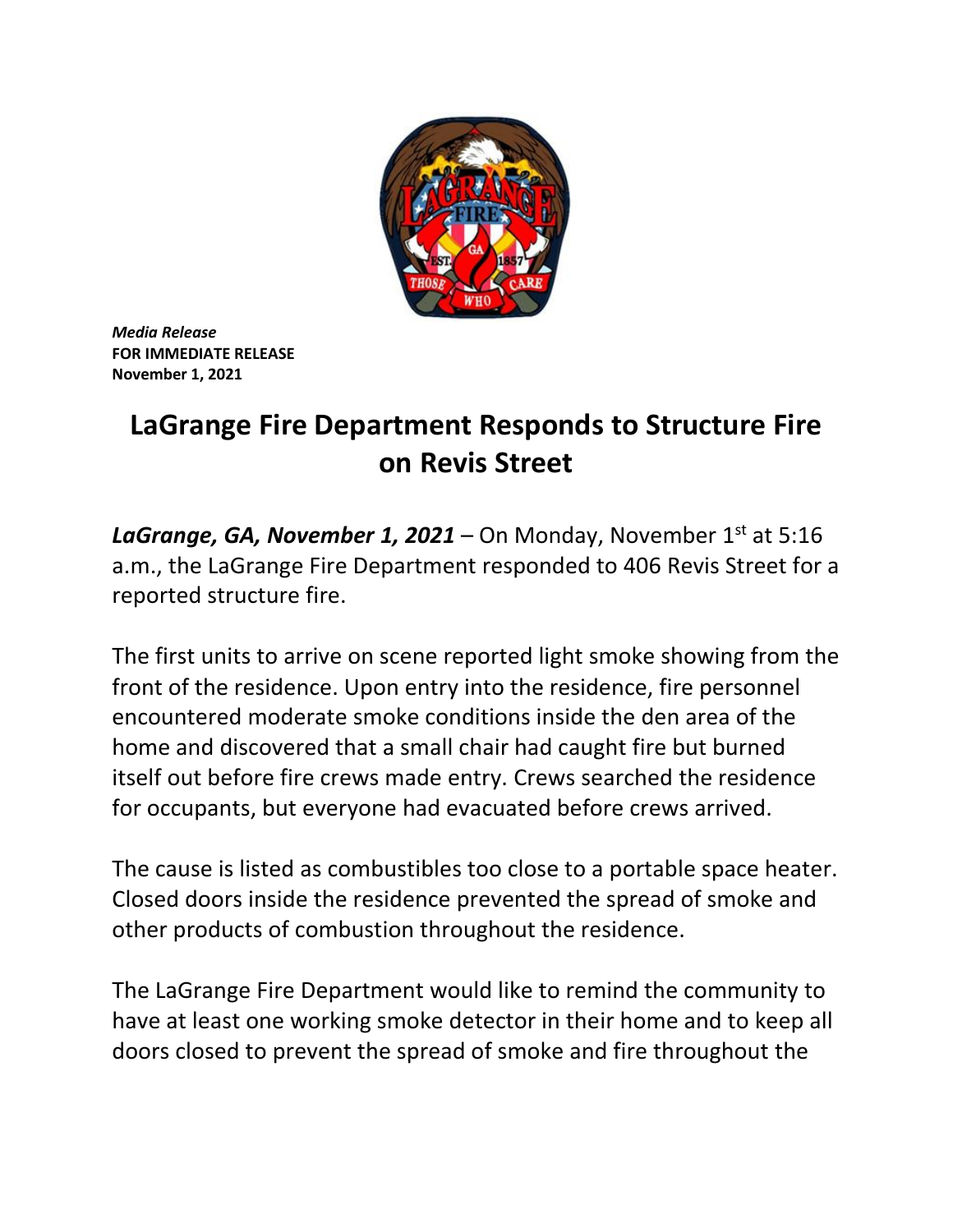*Media Release*
**FOR IMMEDIATE RELEASE**
**November 1, 2021**

# LaGrange Fire Department Responds to Structure Fire on Revis Street

***LaGrange, GA, November 1, 2021*** – On Monday, November 1st at 5:16 a.m., the LaGrange Fire Department responded to 406 Revis Street for a reported structure fire.

The first units to arrive on scene reported light smoke showing from the front of the residence. Upon entry into the residence, fire personnel encountered moderate smoke conditions inside the den area of the home and discovered that a small chair had caught fire but burned itself out before fire crews made entry. Crews searched the residence for occupants, but everyone had evacuated before crews arrived.

The cause is listed as combustibles too close to a portable space heater. Closed doors inside the residence prevented the spread of smoke and other products of combustion throughout the residence.

The LaGrange Fire Department would like to remind the community to have at least one working smoke detector in their home and to keep all doors closed to prevent the spread of smoke and fire throughout the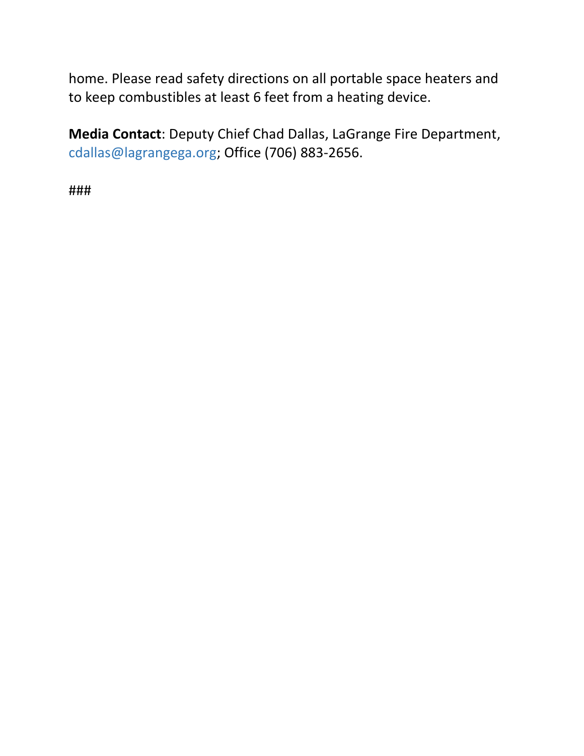home. Please read safety directions on all portable space heaters and to keep combustibles at least 6 feet from a heating device.

**Media Contact**: Deputy Chief Chad Dallas, LaGrange Fire Department, cdallas@lagrangega.org; Office (706) 883-2656.

###